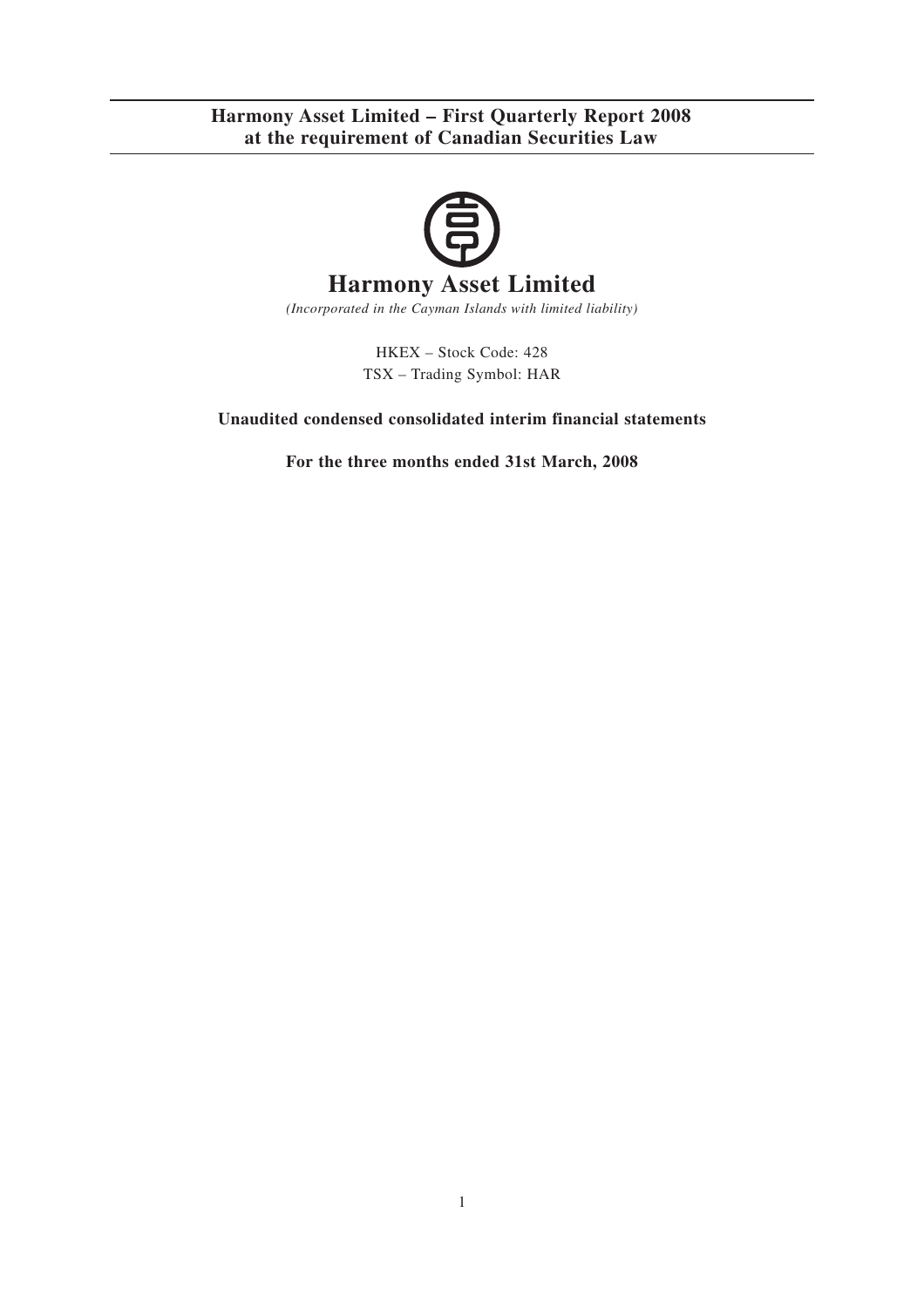**Harmony Asset Limited – First Quarterly Report 2008 at the requirement of Canadian Securities Law**

# Harmony Asset Limited

*(Incorporated in the Cayman Islands with limited liability)*

HKEX – Stock Code: 428

TSX – Trading Symbol: HAR

**Unaudited condensed consolidated interim financial statements**

**For the three months ended 31st March, 2008**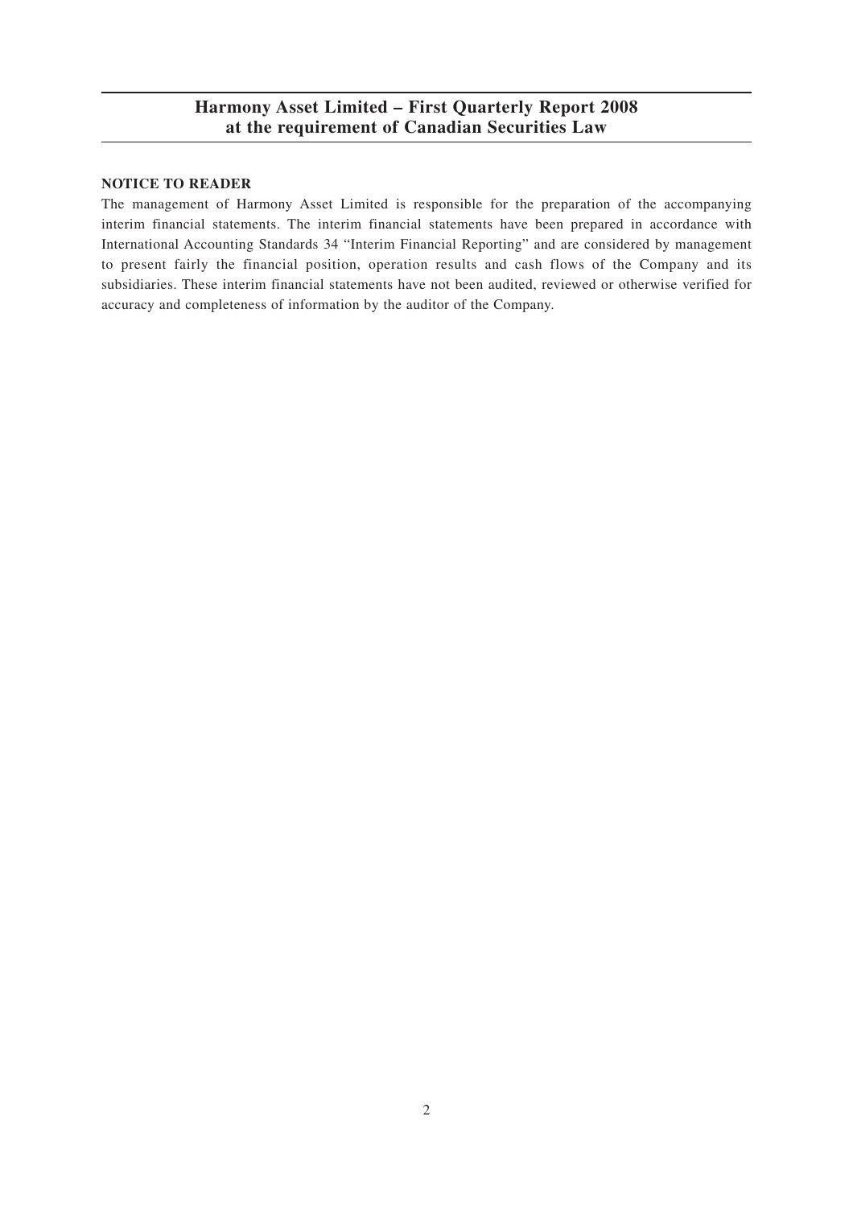# Harmony Asset Limited – First Quarterly Report 2008 at the requirement of Canadian Securities Law

**NOTICE TO READER**

The management of Harmony Asset Limited is responsible for the preparation of the accompanying interim financial statements. The interim financial statements have been prepared in accordance with International Accounting Standards 34 "Interim Financial Reporting" and are considered by management to present fairly the financial position, operation results and cash flows of the Company and its subsidiaries. These interim financial statements have not been audited, reviewed or otherwise verified for accuracy and completeness of information by the auditor of the Company.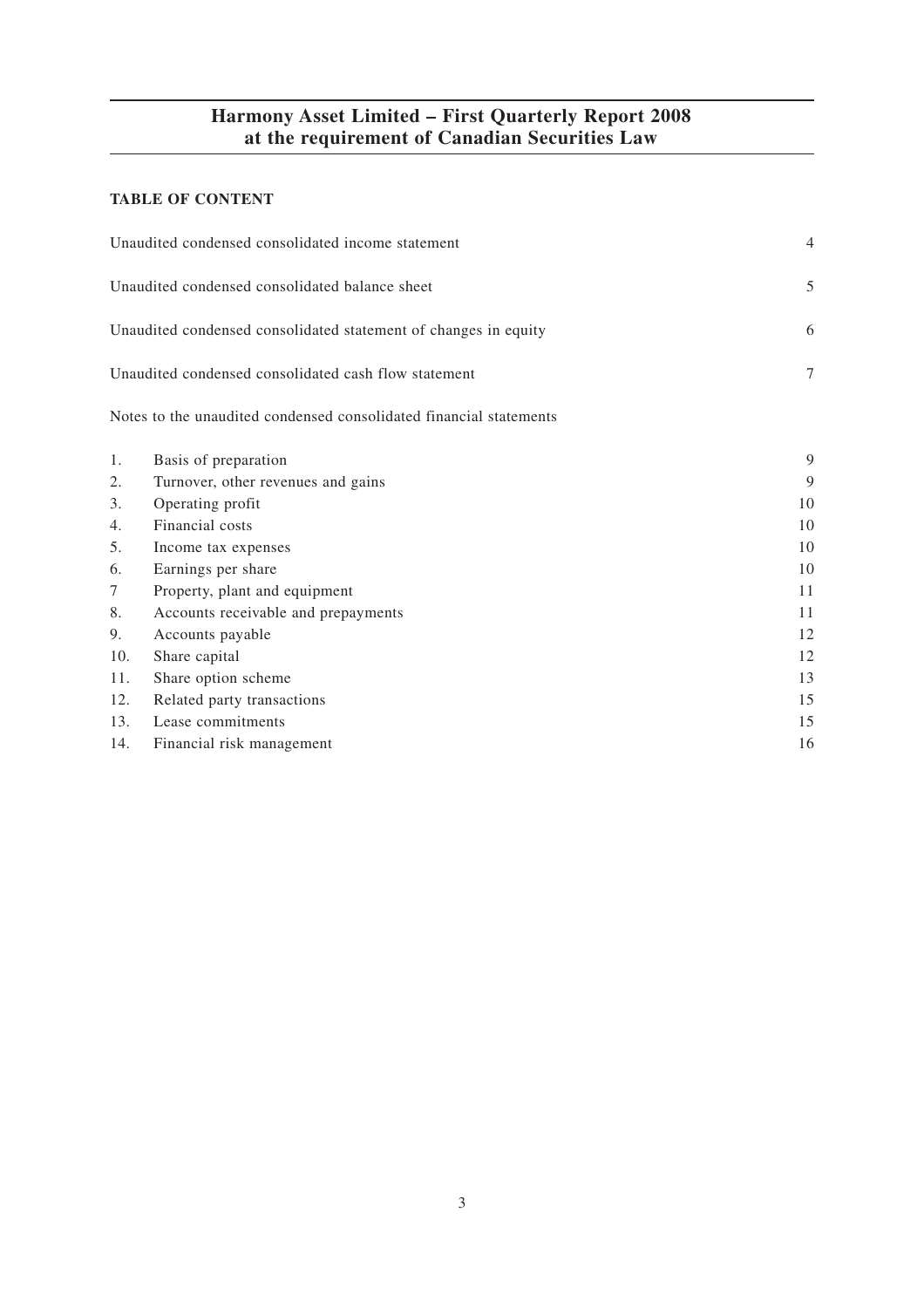# Harmony Asset Limited – First Quarterly Report 2008 at the requirement of Canadian Securities Law

**TABLE OF CONTENT**

| | |
|---|---|
| Unaudited condensed consolidated income statement | 4 |
| Unaudited condensed consolidated balance sheet | 5 |
| Unaudited condensed consolidated statement of changes in equity | 6 |
| Unaudited condensed consolidated cash flow statement | 7 |

Notes to the unaudited condensed consolidated financial statements

| | | |
|---|---|---|
| 1. | Basis of preparation | 9 |
| 2. | Turnover, other revenues and gains | 9 |
| 3. | Operating profit | 10 |
| 4. | Financial costs | 10 |
| 5. | Income tax expenses | 10 |
| 6. | Earnings per share | 10 |
| 7 | Property, plant and equipment | 11 |
| 8. | Accounts receivable and prepayments | 11 |
| 9. | Accounts payable | 12 |
| 10. | Share capital | 12 |
| 11. | Share option scheme | 13 |
| 12. | Related party transactions | 15 |
| 13. | Lease commitments | 15 |
| 14. | Financial risk management | 16 |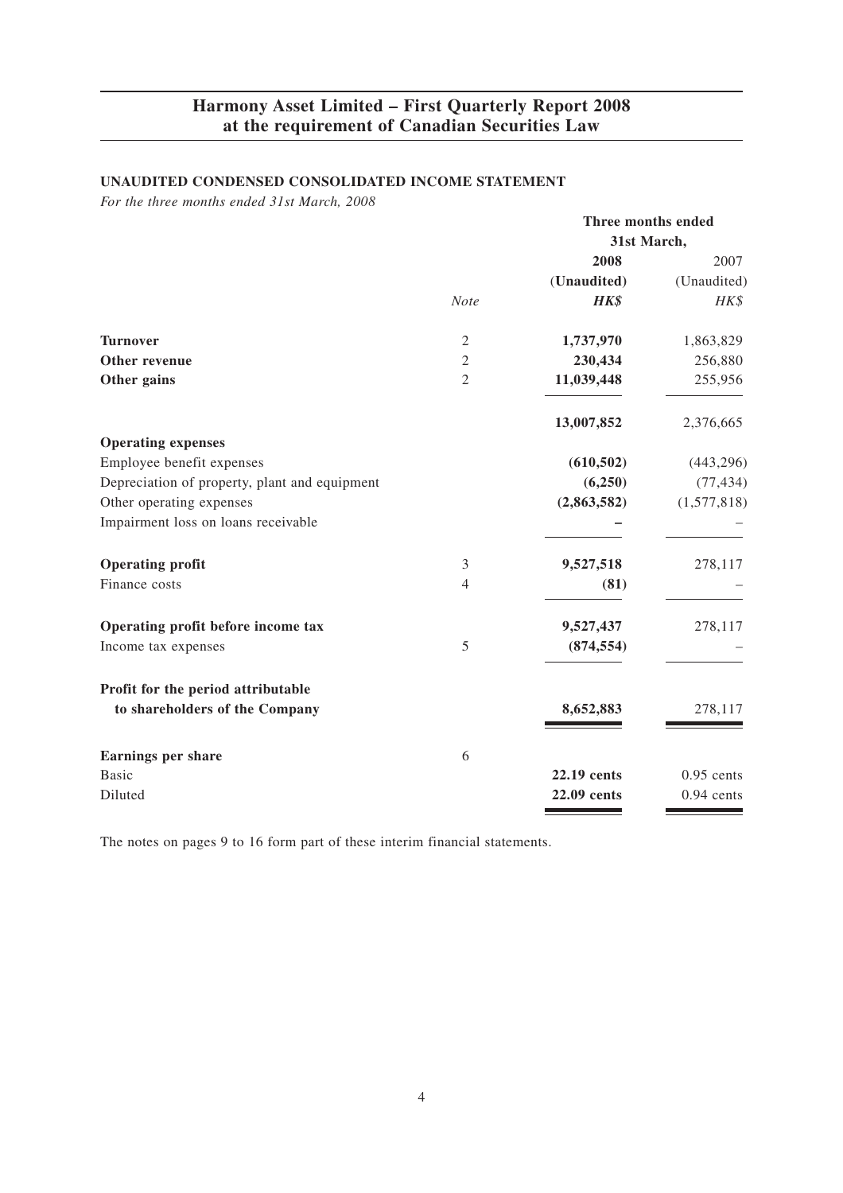# Harmony Asset Limited – First Quarterly Report 2008 at the requirement of Canadian Securities Law

## UNAUDITED CONDENSED CONSOLIDATED INCOME STATEMENT

*For the three months ended 31st March, 2008*

| | | Three months ended 31st March, | |
|---|---|---|---|
| | | **2008** | 2007 |
| | | **(Unaudited)** | (Unaudited) |
| | *Note* | ***HK$*** | *HK$* |
| **Turnover** | 2 | **1,737,970** | 1,863,829 |
| **Other revenue** | 2 | **230,434** | 256,880 |
| **Other gains** | 2 | **11,039,448** | 255,956 |
| | | **13,007,852** | 2,376,665 |
| **Operating expenses** | | | |
| Employee benefit expenses | | **(610,502)** | (443,296) |
| Depreciation of property, plant and equipment | | **(6,250)** | (77,434) |
| Other operating expenses | | **(2,863,582)** | (1,577,818) |
| Impairment loss on loans receivable | | **–** | – |
| **Operating profit** | 3 | **9,527,518** | 278,117 |
| Finance costs | 4 | **(81)** | – |
| **Operating profit before income tax** | | **9,527,437** | 278,117 |
| Income tax expenses | 5 | **(874,554)** | – |
| **Profit for the period attributable to shareholders of the Company** | | **8,652,883** | 278,117 |
| **Earnings per share** | 6 | | |
| Basic | | **22.19 cents** | 0.95 cents |
| Diluted | | **22.09 cents** | 0.94 cents |

The notes on pages 9 to 16 form part of these interim financial statements.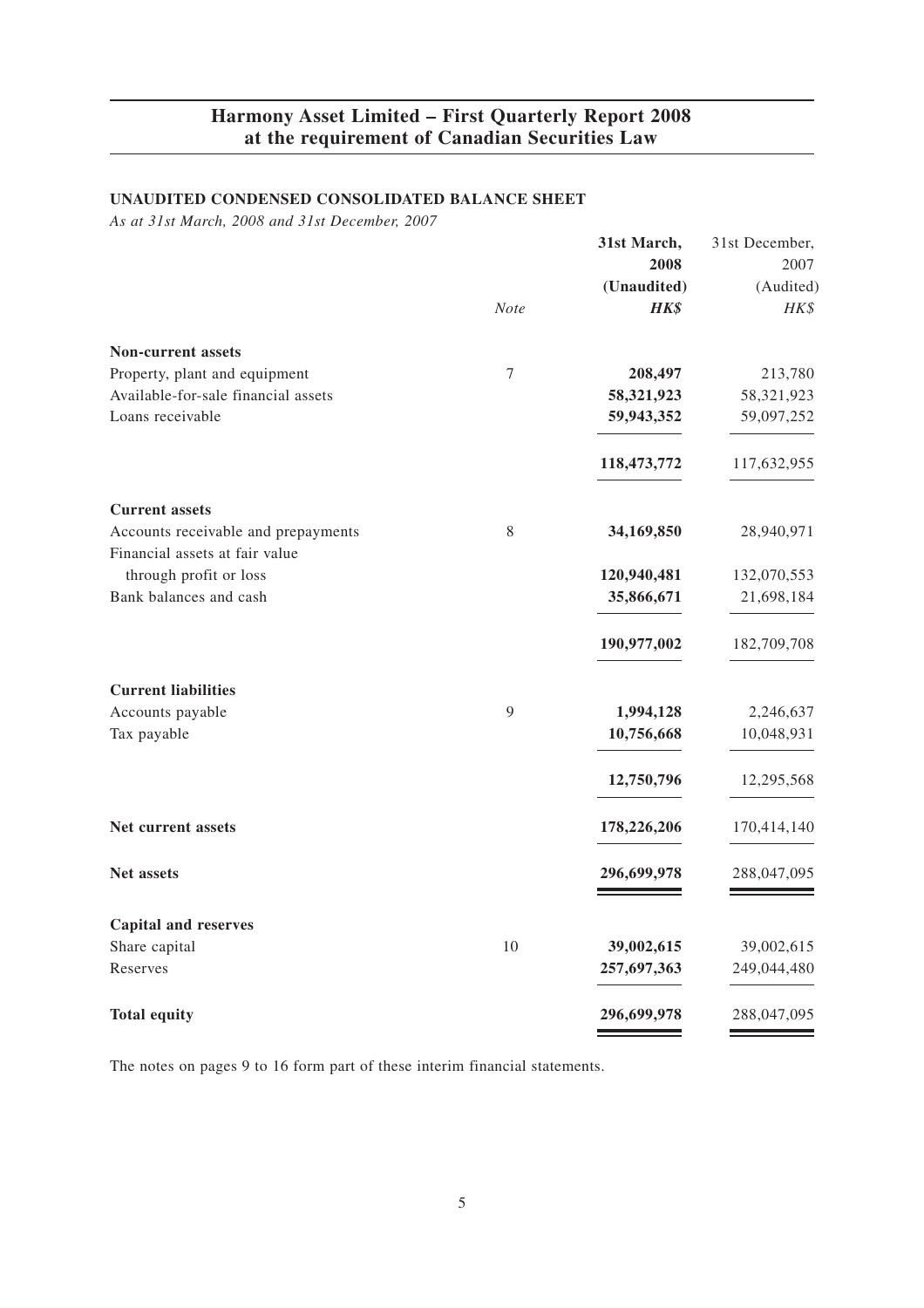# Harmony Asset Limited – First Quarterly Report 2008 at the requirement of Canadian Securities Law

## UNAUDITED CONDENSED CONSOLIDATED BALANCE SHEET

*As at 31st March, 2008 and 31st December, 2007*

| | Note | **31st March, 2008 (Unaudited) *HK$*** | 31st December, 2007 (Audited) *HK$* |
|---|---|---|---|
| **Non-current assets** | | | |
| Property, plant and equipment | 7 | **208,497** | 213,780 |
| Available-for-sale financial assets | | **58,321,923** | 58,321,923 |
| Loans receivable | | **59,943,352** | 59,097,252 |
| | | **118,473,772** | 117,632,955 |
| **Current assets** | | | |
| Accounts receivable and prepayments | 8 | **34,169,850** | 28,940,971 |
| Financial assets at fair value through profit or loss | | **120,940,481** | 132,070,553 |
| Bank balances and cash | | **35,866,671** | 21,698,184 |
| | | **190,977,002** | 182,709,708 |
| **Current liabilities** | | | |
| Accounts payable | 9 | **1,994,128** | 2,246,637 |
| Tax payable | | **10,756,668** | 10,048,931 |
| | | **12,750,796** | 12,295,568 |
| **Net current assets** | | **178,226,206** | 170,414,140 |
| **Net assets** | | **296,699,978** | 288,047,095 |
| **Capital and reserves** | | | |
| Share capital | 10 | **39,002,615** | 39,002,615 |
| Reserves | | **257,697,363** | 249,044,480 |
| **Total equity** | | **296,699,978** | 288,047,095 |

The notes on pages 9 to 16 form part of these interim financial statements.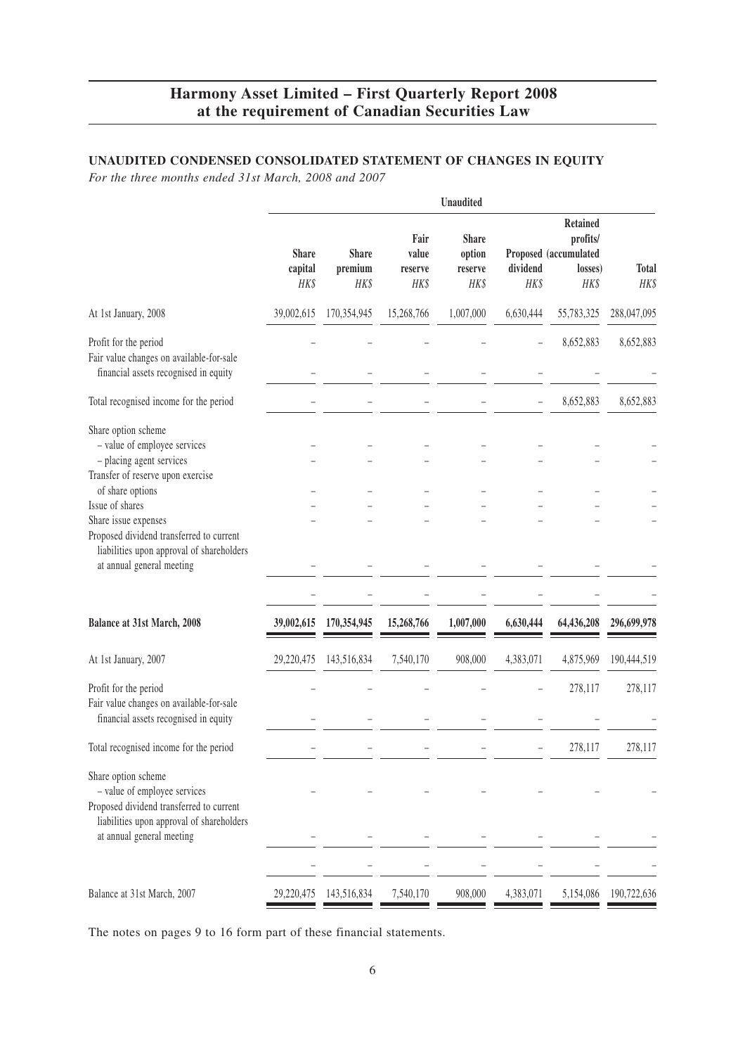# Harmony Asset Limited – First Quarterly Report 2008 at the requirement of Canadian Securities Law

## UNAUDITED CONDENSED CONSOLIDATED STATEMENT OF CHANGES IN EQUITY

*For the three months ended 31st March, 2008 and 2007*

| | Unaudited | | | | | | |
|---|---|---|---|---|---|---|---|
| | Share capital HK$ | Share premium HK$ | Fair value reserve HK$ | Share option reserve HK$ | Proposed dividend HK$ | Retained profits/ (accumulated losses) HK$ | Total HK$ |
| At 1st January, 2008 | 39,002,615 | 170,354,945 | 15,268,766 | 1,007,000 | 6,630,444 | 55,783,325 | 288,047,095 |
| Profit for the period | – | – | – | – | – | 8,652,883 | 8,652,883 |
| Fair value changes on available-for-sale financial assets recognised in equity | – | – | – | – | – | – | – |
| Total recognised income for the period | – | – | – | – | – | 8,652,883 | 8,652,883 |
| Share option scheme | | | | | | | |
| – value of employee services | – | – | – | – | – | – | – |
| – placing agent services | – | – | – | – | – | – | – |
| Transfer of reserve upon exercise of share options | – | – | – | – | – | – | – |
| Issue of shares | – | – | – | – | – | – | – |
| Share issue expenses | – | – | – | – | – | – | – |
| Proposed dividend transferred to current liabilities upon approval of shareholders at annual general meeting | – | – | – | – | – | – | – |
| | – | – | – | – | – | – | – |
| **Balance at 31st March, 2008** | **39,002,615** | **170,354,945** | **15,268,766** | **1,007,000** | **6,630,444** | **64,436,208** | **296,699,978** |
| At 1st January, 2007 | 29,220,475 | 143,516,834 | 7,540,170 | 908,000 | 4,383,071 | 4,875,969 | 190,444,519 |
| Profit for the period | – | – | – | – | – | 278,117 | 278,117 |
| Fair value changes on available-for-sale financial assets recognised in equity | – | – | – | – | – | – | – |
| Total recognised income for the period | – | – | – | – | – | 278,117 | 278,117 |
| Share option scheme | | | | | | | |
| – value of employee services | – | – | – | – | – | – | – |
| Proposed dividend transferred to current liabilities upon approval of shareholders at annual general meeting | – | – | – | – | – | – | – |
| | – | – | – | – | – | – | – |
| Balance at 31st March, 2007 | 29,220,475 | 143,516,834 | 7,540,170 | 908,000 | 4,383,071 | 5,154,086 | 190,722,636 |

The notes on pages 9 to 16 form part of these financial statements.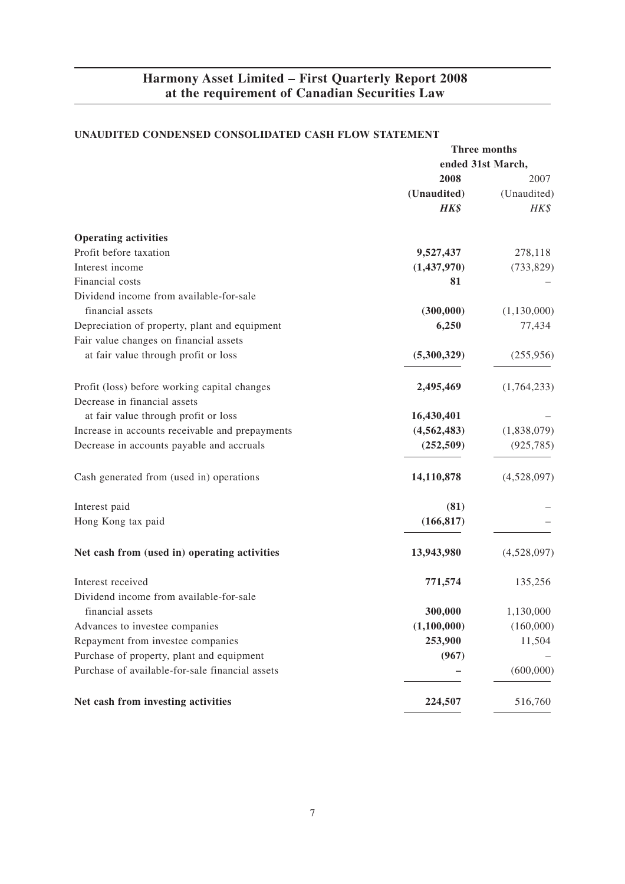## Harmony Asset Limited – First Quarterly Report 2008 at the requirement of Canadian Securities Law

### UNAUDITED CONDENSED CONSOLIDATED CASH FLOW STATEMENT

| | Three months ended 31st March, | |
|---|---|---|
| | **2008** | 2007 |
| | **(Unaudited)** | (Unaudited) |
| | ***HK$*** | *HK$* |
| **Operating activities** | | |
| Profit before taxation | **9,527,437** | 278,118 |
| Interest income | **(1,437,970)** | (733,829) |
| Financial costs | **81** | – |
| Dividend income from available-for-sale financial assets | **(300,000)** | (1,130,000) |
| Depreciation of property, plant and equipment | **6,250** | 77,434 |
| Fair value changes on financial assets at fair value through profit or loss | **(5,300,329)** | (255,956) |
| Profit (loss) before working capital changes | **2,495,469** | (1,764,233) |
| Decrease in financial assets at fair value through profit or loss | **16,430,401** | – |
| Increase in accounts receivable and prepayments | **(4,562,483)** | (1,838,079) |
| Decrease in accounts payable and accruals | **(252,509)** | (925,785) |
| Cash generated from (used in) operations | **14,110,878** | (4,528,097) |
| Interest paid | **(81)** | – |
| Hong Kong tax paid | **(166,817)** | – |
| **Net cash from (used in) operating activities** | **13,943,980** | (4,528,097) |
| Interest received | **771,574** | 135,256 |
| Dividend income from available-for-sale financial assets | **300,000** | 1,130,000 |
| Advances to investee companies | **(1,100,000)** | (160,000) |
| Repayment from investee companies | **253,900** | 11,504 |
| Purchase of property, plant and equipment | **(967)** | – |
| Purchase of available-for-sale financial assets | **–** | (600,000) |
| **Net cash from investing activities** | **224,507** | 516,760 |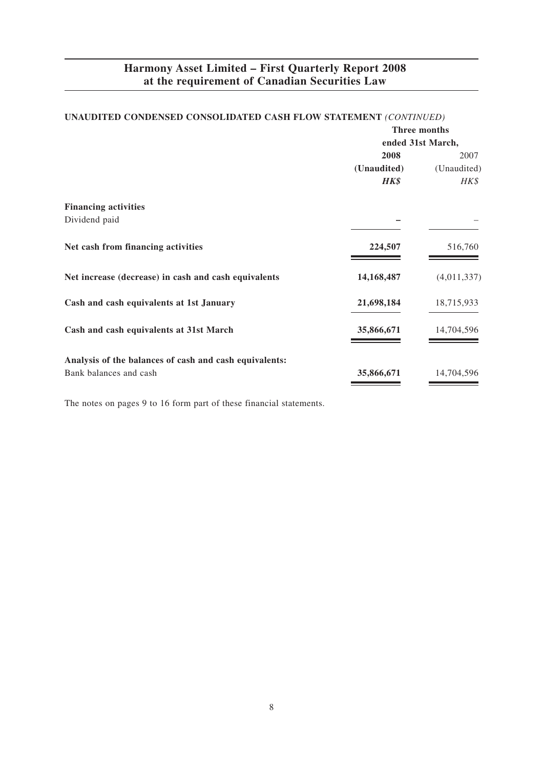## Harmony Asset Limited – First Quarterly Report 2008 at the requirement of Canadian Securities Law

**UNAUDITED CONDENSED CONSOLIDATED CASH FLOW STATEMENT** *(CONTINUED)*

| | Three months ended 31st March, | |
|---|---|---|
| | **2008** | 2007 |
| | **(Unaudited)** | (Unaudited) |
| | ***HK$*** | *HK$* |
| **Financing activities** | | |
| Dividend paid | **–** | – |
| **Net cash from financing activities** | **224,507** | 516,760 |
| **Net increase (decrease) in cash and cash equivalents** | **14,168,487** | (4,011,337) |
| **Cash and cash equivalents at 1st January** | **21,698,184** | 18,715,933 |
| **Cash and cash equivalents at 31st March** | **35,866,671** | 14,704,596 |
| **Analysis of the balances of cash and cash equivalents:** | | |
| Bank balances and cash | **35,866,671** | 14,704,596 |

The notes on pages 9 to 16 form part of these financial statements.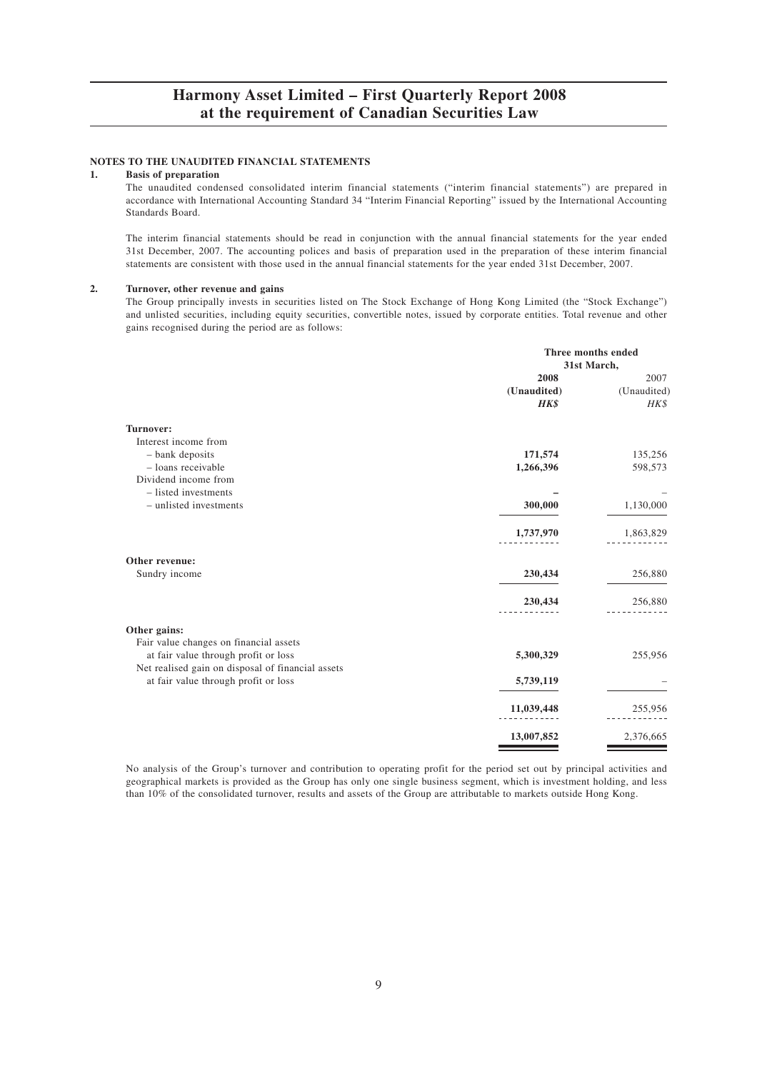## NOTES TO THE UNAUDITED FINANCIAL STATEMENTS

### 1. Basis of preparation

The unaudited condensed consolidated interim financial statements ("interim financial statements") are prepared in accordance with International Accounting Standard 34 "Interim Financial Reporting" issued by the International Accounting Standards Board.

The interim financial statements should be read in conjunction with the annual financial statements for the year ended 31st December, 2007. The accounting polices and basis of preparation used in the preparation of these interim financial statements are consistent with those used in the annual financial statements for the year ended 31st December, 2007.

### 2. Turnover, other revenue and gains

The Group principally invests in securities listed on The Stock Exchange of Hong Kong Limited (the "Stock Exchange") and unlisted securities, including equity securities, convertible notes, issued by corporate entities. Total revenue and other gains recognised during the period are as follows:

| | Three months ended 31st March, | |
|---|---|---|
| | **2008** | 2007 |
| | **(Unaudited)** | (Unaudited) |
| | ***HK$*** | *HK$* |
| **Turnover:** | | |
| Interest income from | | |
| – bank deposits | **171,574** | 135,256 |
| – loans receivable | **1,266,396** | 598,573 |
| Dividend income from | | |
| – listed investments | **–** | – |
| – unlisted investments | **300,000** | 1,130,000 |
| | **1,737,970** | 1,863,829 |
| **Other revenue:** | | |
| Sundry income | **230,434** | 256,880 |
| | **230,434** | 256,880 |
| **Other gains:** | | |
| Fair value changes on financial assets at fair value through profit or loss | **5,300,329** | 255,956 |
| Net realised gain on disposal of financial assets at fair value through profit or loss | **5,739,119** | – |
| | **11,039,448** | 255,956 |
| | **13,007,852** | 2,376,665 |

No analysis of the Group's turnover and contribution to operating profit for the period set out by principal activities and geographical markets is provided as the Group has only one single business segment, which is investment holding, and less than 10% of the consolidated turnover, results and assets of the Group are attributable to markets outside Hong Kong.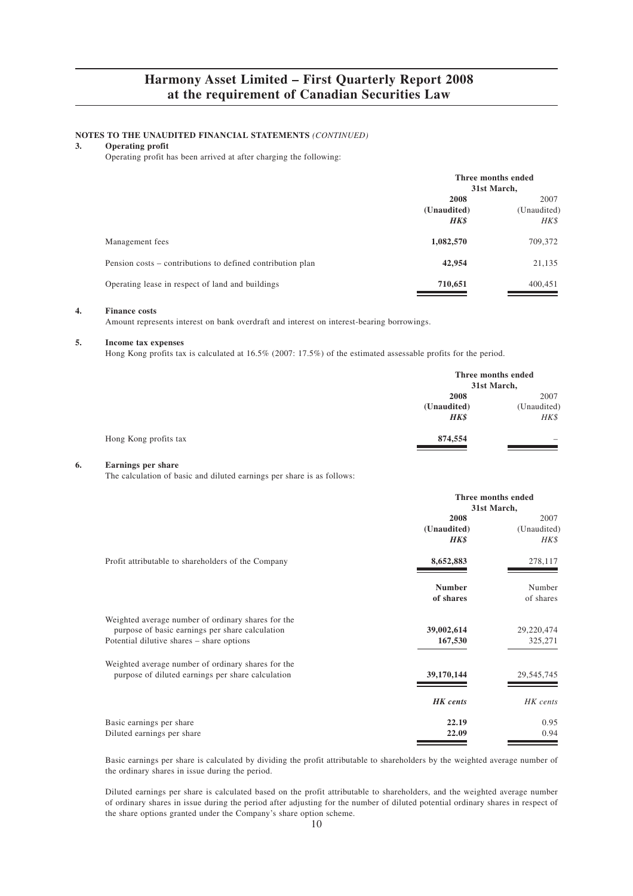**NOTES TO THE UNAUDITED FINANCIAL STATEMENTS** *(CONTINUED)*

**3. Operating profit**

Operating profit has been arrived at after charging the following:

| | Three months ended 31st March, | |
|---|---|---|
| | **2008** | 2007 |
| | **(Unaudited)** | (Unaudited) |
| | ***HK$*** | *HK$* |
| Management fees | **1,082,570** | 709,372 |
| Pension costs – contributions to defined contribution plan | **42,954** | 21,135 |
| Operating lease in respect of land and buildings | **710,651** | 400,451 |

**4. Finance costs**

Amount represents interest on bank overdraft and interest on interest-bearing borrowings.

**5. Income tax expenses**

Hong Kong profits tax is calculated at 16.5% (2007: 17.5%) of the estimated assessable profits for the period.

| | Three months ended 31st March, | |
|---|---|---|
| | **2008** | 2007 |
| | **(Unaudited)** | (Unaudited) |
| | ***HK$*** | *HK$* |
| Hong Kong profits tax | **874,554** | – |

**6. Earnings per share**

The calculation of basic and diluted earnings per share is as follows:

| | Three months ended 31st March, | |
|---|---|---|
| | **2008** | 2007 |
| | **(Unaudited)** | (Unaudited) |
| | ***HK$*** | *HK$* |
| Profit attributable to shareholders of the Company | **8,652,883** | 278,117 |
| | **Number of shares** | Number of shares |
| Weighted average number of ordinary shares for the purpose of basic earnings per share calculation | **39,002,614** | 29,220,474 |
| Potential dilutive shares – share options | **167,530** | 325,271 |
| Weighted average number of ordinary shares for the purpose of diluted earnings per share calculation | **39,170,144** | 29,545,745 |
| | ***HK cents*** | *HK cents* |
| Basic earnings per share | **22.19** | 0.95 |
| Diluted earnings per share | **22.09** | 0.94 |

Basic earnings per share is calculated by dividing the profit attributable to shareholders by the weighted average number of the ordinary shares in issue during the period.

Diluted earnings per share is calculated based on the profit attributable to shareholders, and the weighted average number of ordinary shares in issue during the period after adjusting for the number of diluted potential ordinary shares in respect of the share options granted under the Company's share option scheme.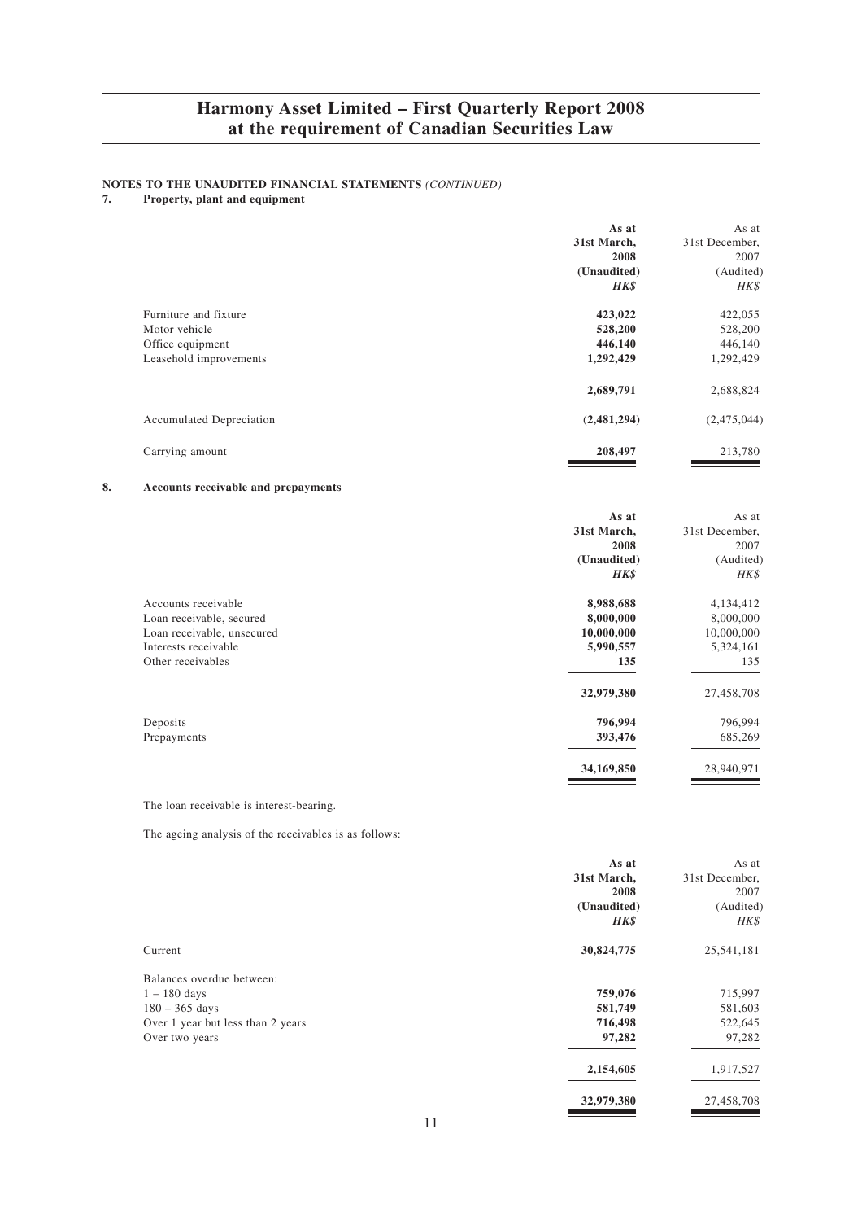**NOTES TO THE UNAUDITED FINANCIAL STATEMENTS** *(CONTINUED)*

**7. Property, plant and equipment**

| | As at 31st March, 2008 (Unaudited) HK$ | As at 31st December, 2007 (Audited) HK$ |
|---|---|---|
| Furniture and fixture | **423,022** | 422,055 |
| Motor vehicle | **528,200** | 528,200 |
| Office equipment | **446,140** | 446,140 |
| Leasehold improvements | **1,292,429** | 1,292,429 |
| | **2,689,791** | 2,688,824 |
| Accumulated Depreciation | **(2,481,294)** | (2,475,044) |
| Carrying amount | **208,497** | 213,780 |

**8. Accounts receivable and prepayments**

| | As at 31st March, 2008 (Unaudited) HK$ | As at 31st December, 2007 (Audited) HK$ |
|---|---|---|
| Accounts receivable | **8,988,688** | 4,134,412 |
| Loan receivable, secured | **8,000,000** | 8,000,000 |
| Loan receivable, unsecured | **10,000,000** | 10,000,000 |
| Interests receivable | **5,990,557** | 5,324,161 |
| Other receivables | **135** | 135 |
| | **32,979,380** | 27,458,708 |
| Deposits | **796,994** | 796,994 |
| Prepayments | **393,476** | 685,269 |
| | **34,169,850** | 28,940,971 |

The loan receivable is interest-bearing.

The ageing analysis of the receivables is as follows:

| | As at 31st March, 2008 (Unaudited) HK$ | As at 31st December, 2007 (Audited) HK$ |
|---|---|---|
| Current | **30,824,775** | 25,541,181 |
| Balances overdue between: | | |
| 1 – 180 days | **759,076** | 715,997 |
| 180 – 365 days | **581,749** | 581,603 |
| Over 1 year but less than 2 years | **716,498** | 522,645 |
| Over two years | **97,282** | 97,282 |
| | **2,154,605** | 1,917,527 |
| | **32,979,380** | 27,458,708 |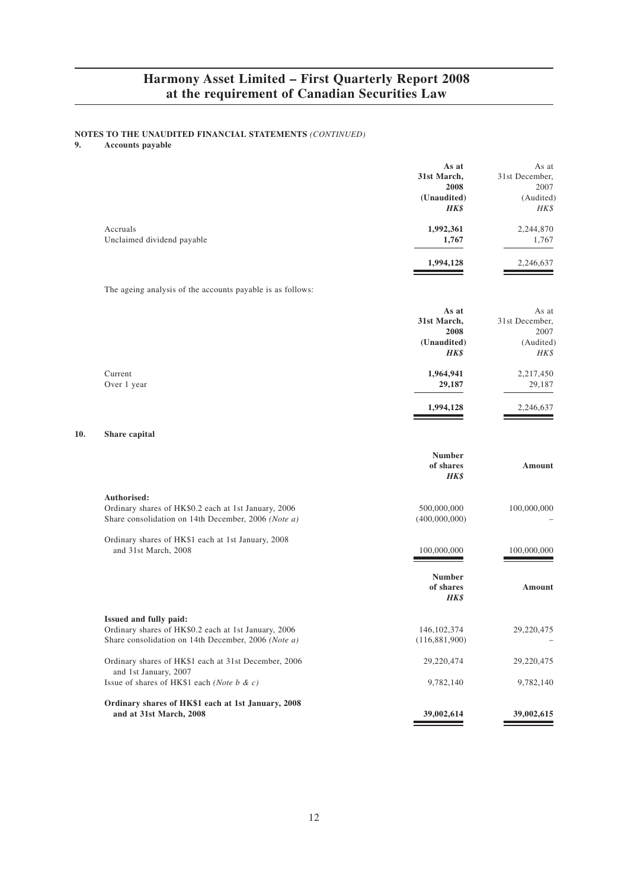**NOTES TO THE UNAUDITED FINANCIAL STATEMENTS** *(CONTINUED)*

**9. Accounts payable**

| | As at 31st March, 2008 (Unaudited) *HK$* | As at 31st December, 2007 (Audited) *HK$* |
|---|---|---|
| Accruals | **1,992,361** | 2,244,870 |
| Unclaimed dividend payable | **1,767** | 1,767 |
| | **1,994,128** | 2,246,637 |

The ageing analysis of the accounts payable is as follows:

| | As at 31st March, 2008 (Unaudited) *HK$* | As at 31st December, 2007 (Audited) *HK$* |
|---|---|---|
| Current | **1,964,941** | 2,217,450 |
| Over 1 year | **29,187** | 29,187 |
| | **1,994,128** | 2,246,637 |

**10. Share capital**

| | Number of shares *HK$* | Amount |
|---|---|---|
| **Authorised:** | | |
| Ordinary shares of HK$0.2 each at 1st January, 2006 | 500,000,000 | 100,000,000 |
| Share consolidation on 14th December, 2006 *(Note a)* | (400,000,000) | – |
| Ordinary shares of HK$1 each at 1st January, 2008 and 31st March, 2008 | 100,000,000 | 100,000,000 |

| | Number of shares *HK$* | Amount |
|---|---|---|
| **Issued and fully paid:** | | |
| Ordinary shares of HK$0.2 each at 1st January, 2006 | 146,102,374 | 29,220,475 |
| Share consolidation on 14th December, 2006 *(Note a)* | (116,881,900) | – |
| Ordinary shares of HK$1 each at 31st December, 2006 and 1st January, 2007 | 29,220,474 | 29,220,475 |
| Issue of shares of HK$1 each *(Note b & c)* | 9,782,140 | 9,782,140 |
| **Ordinary shares of HK$1 each at 1st January, 2008 and at 31st March, 2008** | **39,002,614** | **39,002,615** |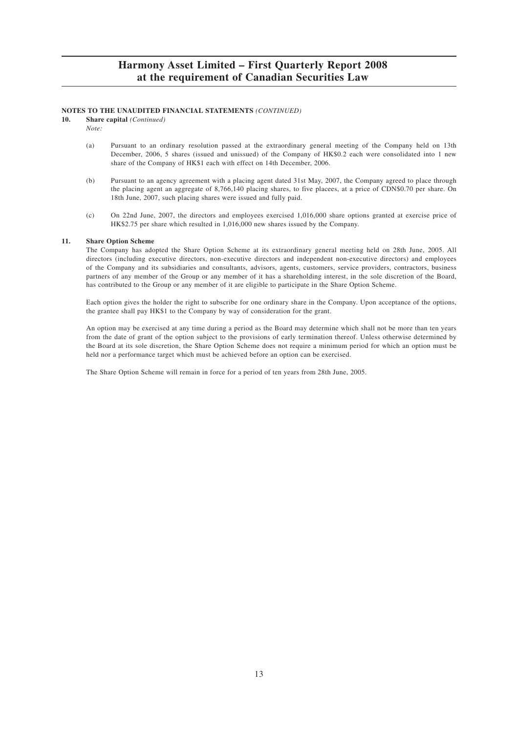**NOTES TO THE UNAUDITED FINANCIAL STATEMENTS** *(CONTINUED)*

**10. Share capital** *(Continued)*

*Note:*

(a) Pursuant to an ordinary resolution passed at the extraordinary general meeting of the Company held on 13th December, 2006, 5 shares (issued and unissued) of the Company of HK$0.2 each were consolidated into 1 new share of the Company of HK$1 each with effect on 14th December, 2006.

(b) Pursuant to an agency agreement with a placing agent dated 31st May, 2007, the Company agreed to place through the placing agent an aggregate of 8,766,140 placing shares, to five placees, at a price of CDN$0.70 per share. On 18th June, 2007, such placing shares were issued and fully paid.

(c) On 22nd June, 2007, the directors and employees exercised 1,016,000 share options granted at exercise price of HK$2.75 per share which resulted in 1,016,000 new shares issued by the Company.

**11. Share Option Scheme**

The Company has adopted the Share Option Scheme at its extraordinary general meeting held on 28th June, 2005. All directors (including executive directors, non-executive directors and independent non-executive directors) and employees of the Company and its subsidiaries and consultants, advisors, agents, customers, service providers, contractors, business partners of any member of the Group or any member of it has a shareholding interest, in the sole discretion of the Board, has contributed to the Group or any member of it are eligible to participate in the Share Option Scheme.

Each option gives the holder the right to subscribe for one ordinary share in the Company. Upon acceptance of the options, the grantee shall pay HK$1 to the Company by way of consideration for the grant.

An option may be exercised at any time during a period as the Board may determine which shall not be more than ten years from the date of grant of the option subject to the provisions of early termination thereof. Unless otherwise determined by the Board at its sole discretion, the Share Option Scheme does not require a minimum period for which an option must be held nor a performance target which must be achieved before an option can be exercised.

The Share Option Scheme will remain in force for a period of ten years from 28th June, 2005.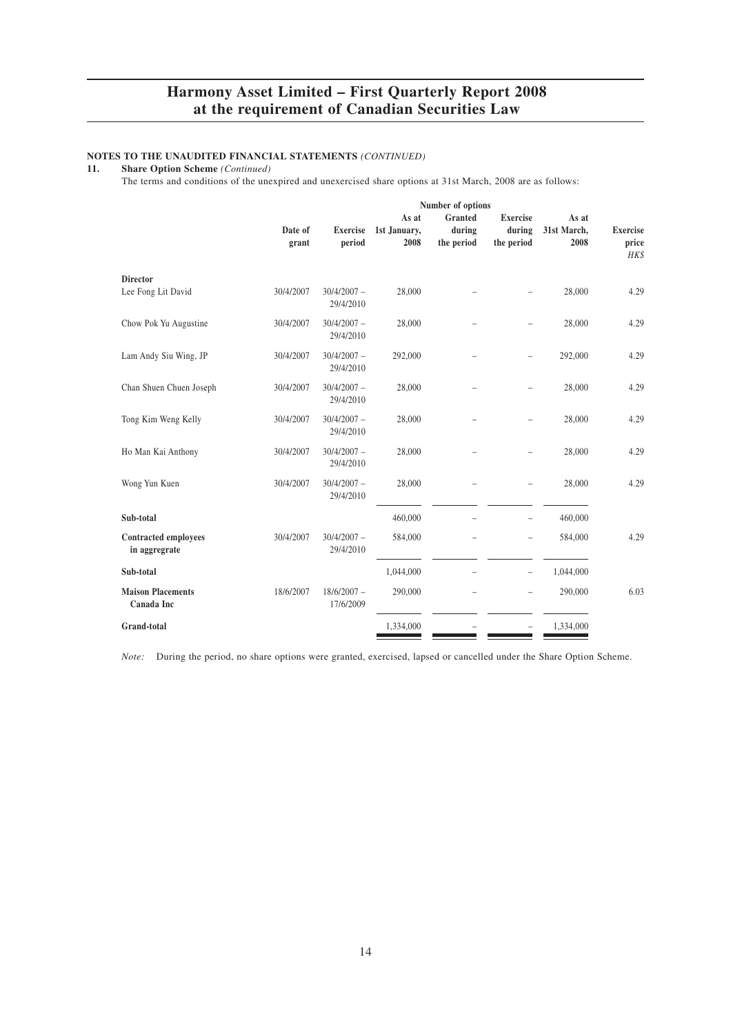**NOTES TO THE UNAUDITED FINANCIAL STATEMENTS** *(CONTINUED)*

**11. Share Option Scheme** *(Continued)*

The terms and conditions of the unexpired and unexercised share options at 31st March, 2008 are as follows:

| | Date of grant | Exercise period | Number of options | | | | Exercise price |
|---|---|---|---|---|---|---|---|
| | | | As at 1st January, 2008 | Granted during the period | Exercise during the period | As at 31st March, 2008 | *HK$* |
| **Director** | | | | | | | |
| Lee Fong Lit David | 30/4/2007 | 30/4/2007 – 29/4/2010 | 28,000 | – | – | 28,000 | 4.29 |
| Chow Pok Yu Augustine | 30/4/2007 | 30/4/2007 – 29/4/2010 | 28,000 | – | – | 28,000 | 4.29 |
| Lam Andy Siu Wing, JP | 30/4/2007 | 30/4/2007 – 29/4/2010 | 292,000 | – | – | 292,000 | 4.29 |
| Chan Shuen Chuen Joseph | 30/4/2007 | 30/4/2007 – 29/4/2010 | 28,000 | – | – | 28,000 | 4.29 |
| Tong Kim Weng Kelly | 30/4/2007 | 30/4/2007 – 29/4/2010 | 28,000 | – | – | 28,000 | 4.29 |
| Ho Man Kai Anthony | 30/4/2007 | 30/4/2007 – 29/4/2010 | 28,000 | – | – | 28,000 | 4.29 |
| Wong Yun Kuen | 30/4/2007 | 30/4/2007 – 29/4/2010 | 28,000 | – | – | 28,000 | 4.29 |
| **Sub-total** | | | 460,000 | – | – | 460,000 | |
| **Contracted employees in aggregrate** | 30/4/2007 | 30/4/2007 – 29/4/2010 | 584,000 | – | – | 584,000 | 4.29 |
| **Sub-total** | | | 1,044,000 | – | – | 1,044,000 | |
| **Maison Placements Canada Inc** | 18/6/2007 | 18/6/2007 – 17/6/2009 | 290,000 | – | – | 290,000 | 6.03 |
| **Grand-total** | | | 1,334,000 | – | – | 1,334,000 | |

*Note:* During the period, no share options were granted, exercised, lapsed or cancelled under the Share Option Scheme.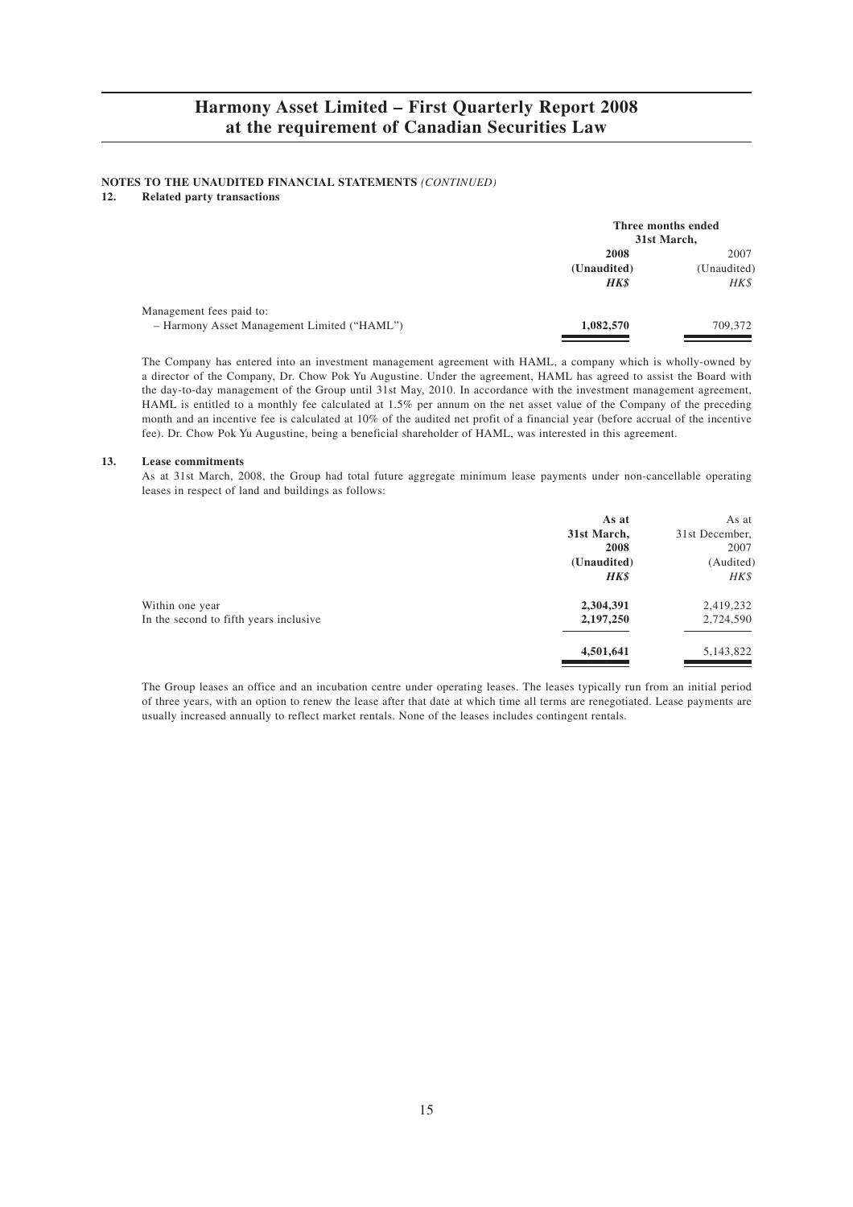**NOTES TO THE UNAUDITED FINANCIAL STATEMENTS** *(CONTINUED)*

**12. Related party transactions**

| | Three months ended 31st March, | |
|---|---|---|
| | **2008** | 2007 |
| | **(Unaudited)** | (Unaudited) |
| | ***HK$*** | *HK$* |
| Management fees paid to: | | |
| – Harmony Asset Management Limited ("HAML") | **1,082,570** | 709,372 |

The Company has entered into an investment management agreement with HAML, a company which is wholly-owned by a director of the Company, Dr. Chow Pok Yu Augustine. Under the agreement, HAML has agreed to assist the Board with the day-to-day management of the Group until 31st May, 2010. In accordance with the investment management agreement, HAML is entitled to a monthly fee calculated at 1.5% per annum on the net asset value of the Company of the preceding month and an incentive fee is calculated at 10% of the audited net profit of a financial year (before accrual of the incentive fee). Dr. Chow Pok Yu Augustine, being a beneficial shareholder of HAML, was interested in this agreement.

**13. Lease commitments**

As at 31st March, 2008, the Group had total future aggregate minimum lease payments under non-cancellable operating leases in respect of land and buildings as follows:

| | **As at 31st March, 2008** | As at 31st December, 2007 |
|---|---|---|
| | **(Unaudited)** | (Audited) |
| | ***HK$*** | *HK$* |
| Within one year | **2,304,391** | 2,419,232 |
| In the second to fifth years inclusive | **2,197,250** | 2,724,590 |
| | **4,501,641** | 5,143,822 |

The Group leases an office and an incubation centre under operating leases. The leases typically run from an initial period of three years, with an option to renew the lease after that date at which time all terms are renegotiated. Lease payments are usually increased annually to reflect market rentals. None of the leases includes contingent rentals.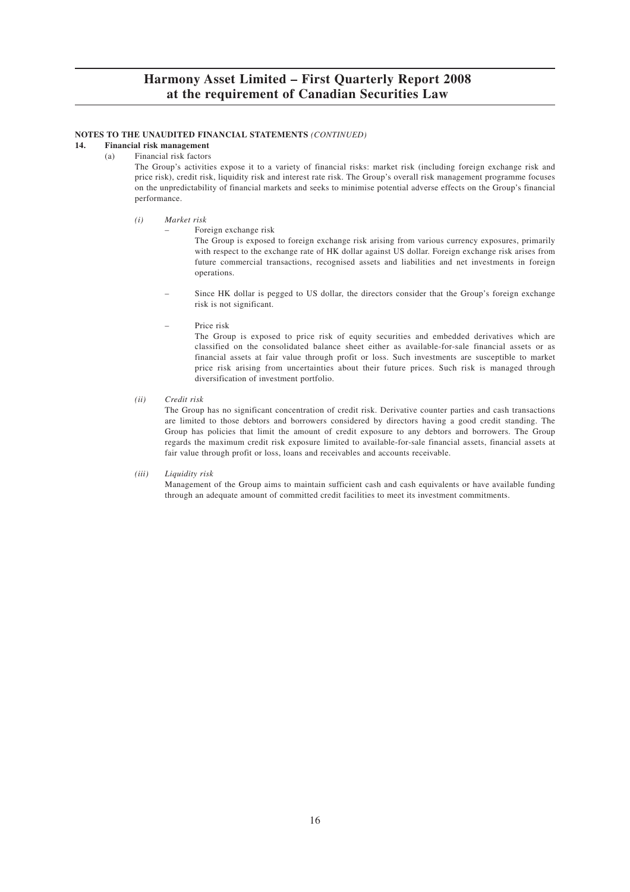**NOTES TO THE UNAUDITED FINANCIAL STATEMENTS** *(CONTINUED)*

**14. Financial risk management**

(a) Financial risk factors

The Group's activities expose it to a variety of financial risks: market risk (including foreign exchange risk and price risk), credit risk, liquidity risk and interest rate risk. The Group's overall risk management programme focuses on the unpredictability of financial markets and seeks to minimise potential adverse effects on the Group's financial performance.

*(i) Market risk*

– Foreign exchange risk

The Group is exposed to foreign exchange risk arising from various currency exposures, primarily with respect to the exchange rate of HK dollar against US dollar. Foreign exchange risk arises from future commercial transactions, recognised assets and liabilities and net investments in foreign operations.

– Since HK dollar is pegged to US dollar, the directors consider that the Group's foreign exchange risk is not significant.

– Price risk

The Group is exposed to price risk of equity securities and embedded derivatives which are classified on the consolidated balance sheet either as available-for-sale financial assets or as financial assets at fair value through profit or loss. Such investments are susceptible to market price risk arising from uncertainties about their future prices. Such risk is managed through diversification of investment portfolio.

*(ii) Credit risk*

The Group has no significant concentration of credit risk. Derivative counter parties and cash transactions are limited to those debtors and borrowers considered by directors having a good credit standing. The Group has policies that limit the amount of credit exposure to any debtors and borrowers. The Group regards the maximum credit risk exposure limited to available-for-sale financial assets, financial assets at fair value through profit or loss, loans and receivables and accounts receivable.

*(iii) Liquidity risk*

Management of the Group aims to maintain sufficient cash and cash equivalents or have available funding through an adequate amount of committed credit facilities to meet its investment commitments.